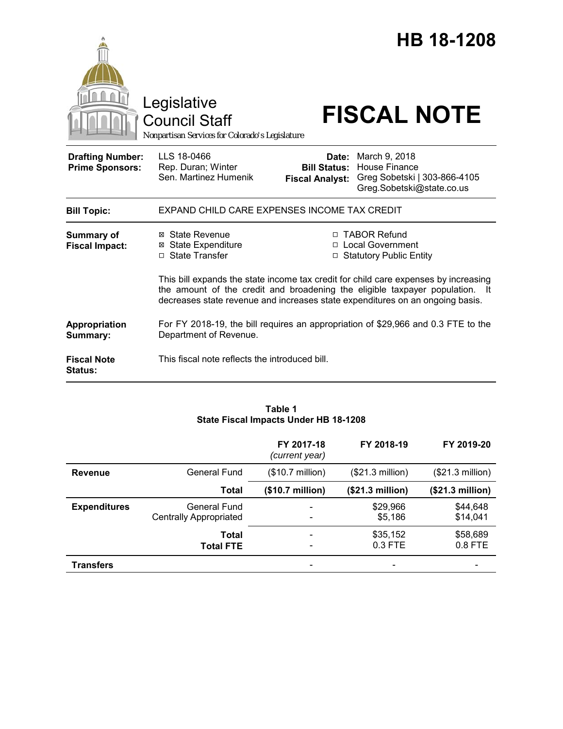# HB 18-1208

Legislative Council Staff

*Nonpartisan Services for Colorado's Legislature*

# FISCAL NOTE

| | | | |
|---|---|---|---|
| **Drafting Number:** | LLS 18-0466 | **Date:** | March 9, 2018 |
| **Prime Sponsors:** | Rep. Duran; Winter<br>Sen. Martinez Humenik | **Bill Status:** | House Finance |
| | | **Fiscal Analyst:** | Greg Sobetski \| 303-866-4105<br>Greg.Sobetski@state.co.us |

| | |
|---|---|
| **Bill Topic:** | EXPAND CHILD CARE EXPENSES INCOME TAX CREDIT |
| **Summary of Fiscal Impact:** | ☒ State Revenue<br>☒ State Expenditure<br>☐ State Transfer<br>☐ TABOR Refund<br>☐ Local Government<br>☐ Statutory Public Entity<br><br>This bill expands the state income tax credit for child care expenses by increasing the amount of the credit and broadening the eligible taxpayer population. It decreases state revenue and increases state expenditures on an ongoing basis. |
| **Appropriation Summary:** | For FY 2018-19, the bill requires an appropriation of $29,966 and 0.3 FTE to the Department of Revenue. |
| **Fiscal Note Status:** | This fiscal note reflects the introduced bill. |

**Table 1**
**State Fiscal Impacts Under HB 18-1208**

| | | FY 2017-18 *(current year)* | FY 2018-19 | FY 2019-20 |
|---|---|---|---|---|
| **Revenue** | General Fund | ($10.7 million) | ($21.3 million) | ($21.3 million) |
| | **Total** | **($10.7 million)** | **($21.3 million)** | **($21.3 million)** |
| **Expenditures** | General Fund<br>Centrally Appropriated | -<br>- | $29,966<br>$5,186 | $44,648<br>$14,041 |
| | **Total**<br>**Total FTE** | -<br>- | $35,152<br>0.3 FTE | $58,689<br>0.8 FTE |
| **Transfers** | | - | - | - |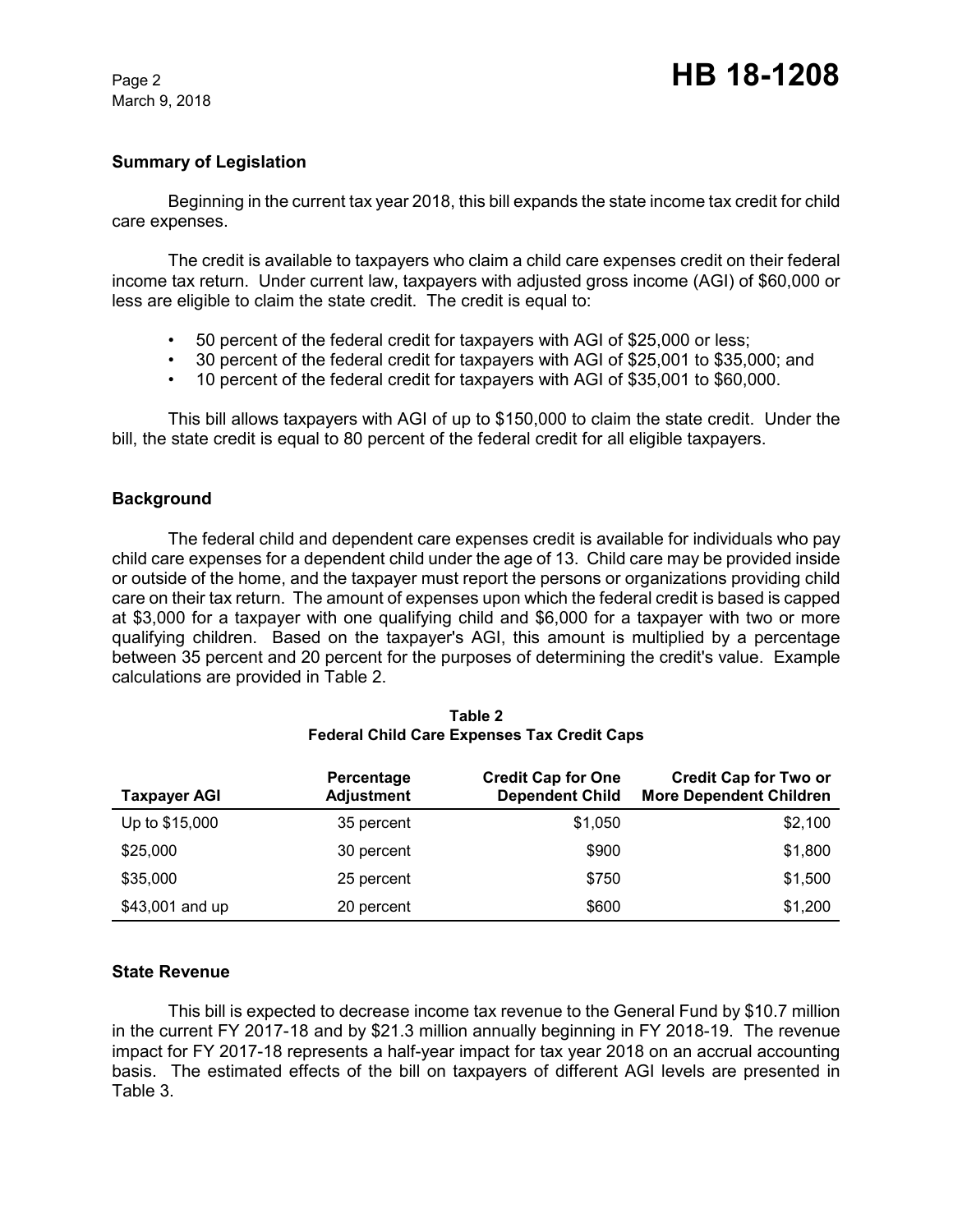## Summary of Legislation

Beginning in the current tax year 2018, this bill expands the state income tax credit for child care expenses.

The credit is available to taxpayers who claim a child care expenses credit on their federal income tax return. Under current law, taxpayers with adjusted gross income (AGI) of $60,000 or less are eligible to claim the state credit. The credit is equal to:

- 50 percent of the federal credit for taxpayers with AGI of $25,000 or less;
- 30 percent of the federal credit for taxpayers with AGI of $25,001 to $35,000; and
- 10 percent of the federal credit for taxpayers with AGI of $35,001 to $60,000.

This bill allows taxpayers with AGI of up to $150,000 to claim the state credit. Under the bill, the state credit is equal to 80 percent of the federal credit for all eligible taxpayers.

## Background

The federal child and dependent care expenses credit is available for individuals who pay child care expenses for a dependent child under the age of 13. Child care may be provided inside or outside of the home, and the taxpayer must report the persons or organizations providing child care on their tax return. The amount of expenses upon which the federal credit is based is capped at $3,000 for a taxpayer with one qualifying child and $6,000 for a taxpayer with two or more qualifying children. Based on the taxpayer's AGI, this amount is multiplied by a percentage between 35 percent and 20 percent for the purposes of determining the credit's value. Example calculations are provided in Table 2.

**Table 2**
**Federal Child Care Expenses Tax Credit Caps**

| Taxpayer AGI | Percentage Adjustment | Credit Cap for One Dependent Child | Credit Cap for Two or More Dependent Children |
|---|---|---|---|
| Up to $15,000 | 35 percent | $1,050 | $2,100 |
| $25,000 | 30 percent | $900 | $1,800 |
| $35,000 | 25 percent | $750 | $1,500 |
| $43,001 and up | 20 percent | $600 | $1,200 |

## State Revenue

This bill is expected to decrease income tax revenue to the General Fund by $10.7 million in the current FY 2017-18 and by $21.3 million annually beginning in FY 2018-19. The revenue impact for FY 2017-18 represents a half-year impact for tax year 2018 on an accrual accounting basis. The estimated effects of the bill on taxpayers of different AGI levels are presented in Table 3.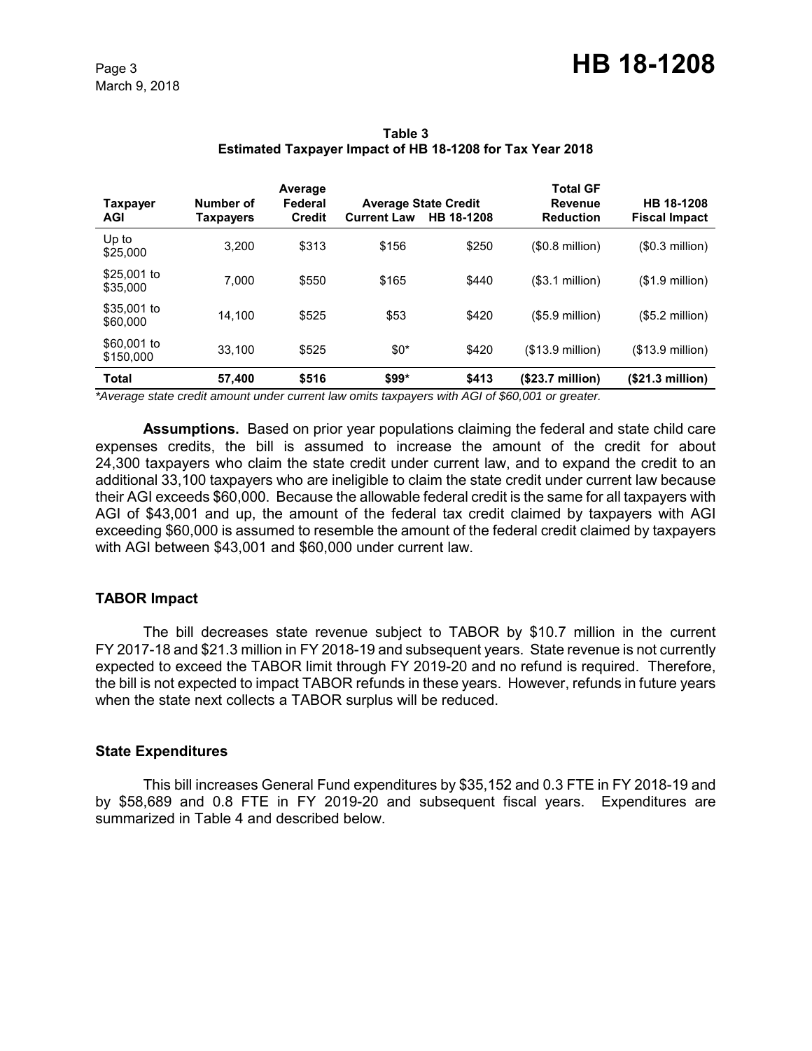**Table 3**
**Estimated Taxpayer Impact of HB 18-1208 for Tax Year 2018**

| Taxpayer AGI | Number of Taxpayers | Average Federal Credit | Average State Credit | | Total GF Revenue Reduction | HB 18-1208 Fiscal Impact |
|---|---|---|---|---|---|---|
| | | | Current Law | HB 18-1208 | | |
| Up to $25,000 | 3,200 | $313 | $156 | $250 | ($0.8 million) | ($0.3 million) |
| $25,001 to $35,000 | 7,000 | $550 | $165 | $440 | ($3.1 million) | ($1.9 million) |
| $35,001 to $60,000 | 14,100 | $525 | $53 | $420 | ($5.9 million) | ($5.2 million) |
| $60,001 to $150,000 | 33,100 | $525 | $0* | $420 | ($13.9 million) | ($13.9 million) |
| **Total** | **57,400** | **$516** | **$99*** | **$413** | **($23.7 million)** | **($21.3 million)** |

*Average state credit amount under current law omits taxpayers with AGI of $60,001 or greater.*

**Assumptions.** Based on prior year populations claiming the federal and state child care expenses credits, the bill is assumed to increase the amount of the credit for about 24,300 taxpayers who claim the state credit under current law, and to expand the credit to an additional 33,100 taxpayers who are ineligible to claim the state credit under current law because their AGI exceeds $60,000. Because the allowable federal credit is the same for all taxpayers with AGI of $43,001 and up, the amount of the federal tax credit claimed by taxpayers with AGI exceeding $60,000 is assumed to resemble the amount of the federal credit claimed by taxpayers with AGI between $43,001 and $60,000 under current law.

### TABOR Impact

The bill decreases state revenue subject to TABOR by $10.7 million in the current FY 2017-18 and $21.3 million in FY 2018-19 and subsequent years. State revenue is not currently expected to exceed the TABOR limit through FY 2019-20 and no refund is required. Therefore, the bill is not expected to impact TABOR refunds in these years. However, refunds in future years when the state next collects a TABOR surplus will be reduced.

### State Expenditures

This bill increases General Fund expenditures by $35,152 and 0.3 FTE in FY 2018-19 and by $58,689 and 0.8 FTE in FY 2019-20 and subsequent fiscal years. Expenditures are summarized in Table 4 and described below.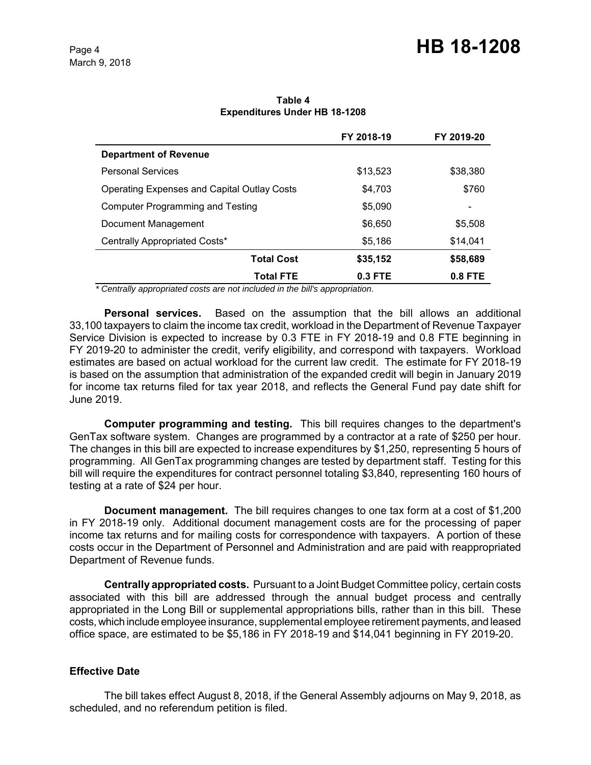**Table 4**
**Expenditures Under HB 18-1208**

| | FY 2018-19 | FY 2019-20 |
|---|---|---|
| **Department of Revenue** | | |
| Personal Services | $13,523 | $38,380 |
| Operating Expenses and Capital Outlay Costs | $4,703 | $760 |
| Computer Programming and Testing | $5,090 | - |
| Document Management | $6,650 | $5,508 |
| Centrally Appropriated Costs* | $5,186 | $14,041 |
| **Total Cost** | **$35,152** | **$58,689** |
| **Total FTE** | **0.3 FTE** | **0.8 FTE** |

*\* Centrally appropriated costs are not included in the bill's appropriation.*

**Personal services.** Based on the assumption that the bill allows an additional 33,100 taxpayers to claim the income tax credit, workload in the Department of Revenue Taxpayer Service Division is expected to increase by 0.3 FTE in FY 2018-19 and 0.8 FTE beginning in FY 2019-20 to administer the credit, verify eligibility, and correspond with taxpayers. Workload estimates are based on actual workload for the current law credit. The estimate for FY 2018-19 is based on the assumption that administration of the expanded credit will begin in January 2019 for income tax returns filed for tax year 2018, and reflects the General Fund pay date shift for June 2019.

**Computer programming and testing.** This bill requires changes to the department's GenTax software system. Changes are programmed by a contractor at a rate of $250 per hour. The changes in this bill are expected to increase expenditures by $1,250, representing 5 hours of programming. All GenTax programming changes are tested by department staff. Testing for this bill will require the expenditures for contract personnel totaling $3,840, representing 160 hours of testing at a rate of $24 per hour.

**Document management.** The bill requires changes to one tax form at a cost of $1,200 in FY 2018-19 only. Additional document management costs are for the processing of paper income tax returns and for mailing costs for correspondence with taxpayers. A portion of these costs occur in the Department of Personnel and Administration and are paid with reappropriated Department of Revenue funds.

**Centrally appropriated costs.** Pursuant to a Joint Budget Committee policy, certain costs associated with this bill are addressed through the annual budget process and centrally appropriated in the Long Bill or supplemental appropriations bills, rather than in this bill. These costs, which include employee insurance, supplemental employee retirement payments, and leased office space, are estimated to be $5,186 in FY 2018-19 and $14,041 beginning in FY 2019-20.

### Effective Date

The bill takes effect August 8, 2018, if the General Assembly adjourns on May 9, 2018, as scheduled, and no referendum petition is filed.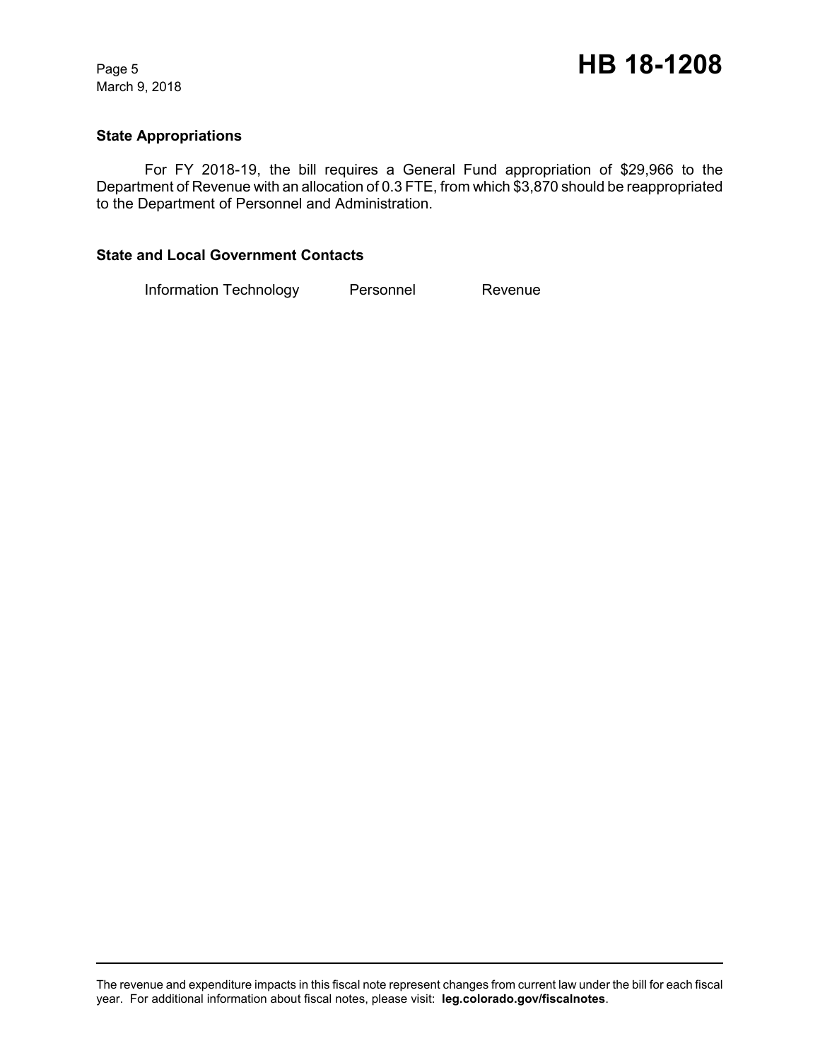## State Appropriations

For FY 2018-19, the bill requires a General Fund appropriation of $29,966 to the Department of Revenue with an allocation of 0.3 FTE, from which $3,870 should be reappropriated to the Department of Personnel and Administration.

## State and Local Government Contacts

Information Technology    Personnel    Revenue

The revenue and expenditure impacts in this fiscal note represent changes from current law under the bill for each fiscal year. For additional information about fiscal notes, please visit: **leg.colorado.gov/fiscalnotes**.